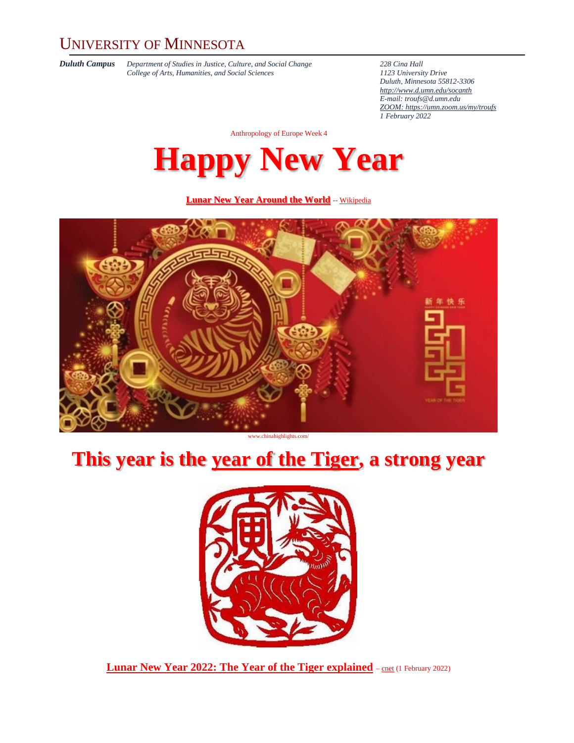# UNIVERSITY OF MINNESOTA

***Duluth Campus*** *Department of Studies in Justice, Culture, and Social Change*
*College of Arts, Humanities, and Social Sciences*

*228 Cina Hall*
*1123 University Drive*
*Duluth, Minnesota 55812-3306*
*http://www.d.umn.edu/socanth*
*E-mail: troufs@d.umn.edu*
*ZOOM: https://umn.zoom.us/my/troufs*
*1 February 2022*

Anthropology of Europe Week 4

# Happy New Year

**Lunar New Year Around the World** -- Wikipedia

www.chinahighlights.com/

## This year is the year of the Tiger, a strong year

**Lunar New Year 2022: The Year of the Tiger explained** – cnet (1 February 2022)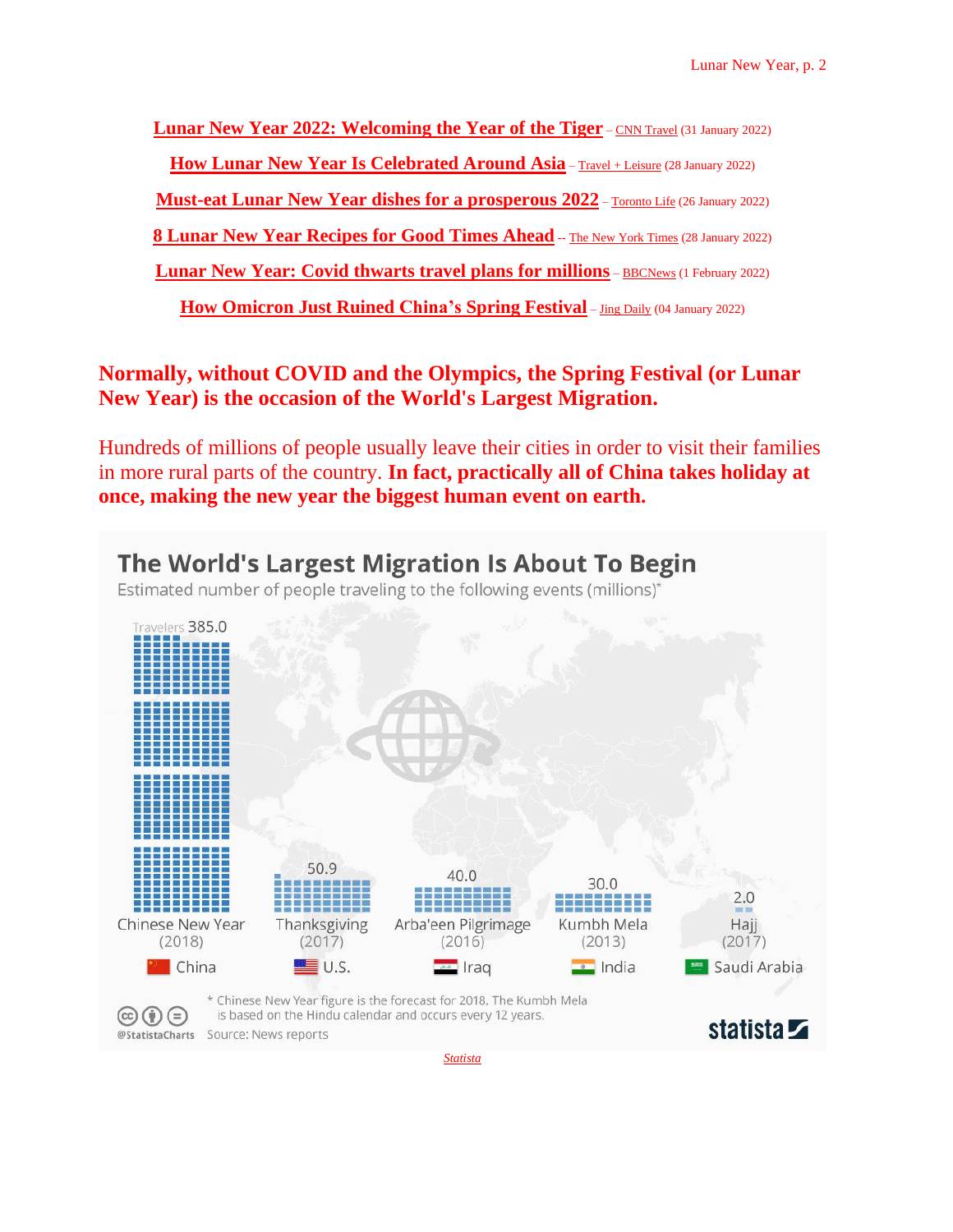**Lunar New Year 2022: Welcoming the Year of the Tiger** – CNN Travel (31 January 2022)

**How Lunar New Year Is Celebrated Around Asia** – Travel + Leisure (28 January 2022)

**Must-eat Lunar New Year dishes for a prosperous 2022** – Toronto Life (26 January 2022)

**8 Lunar New Year Recipes for Good Times Ahead** -- The New York Times (28 January 2022)

**Lunar New Year: Covid thwarts travel plans for millions** – BBCNews (1 February 2022)

**How Omicron Just Ruined China's Spring Festival** – Jing Daily (04 January 2022)

**Normally, without COVID and the Olympics, the Spring Festival (or Lunar New Year) is the occasion of the World's Largest Migration.**

Hundreds of millions of people usually leave their cities in order to visit their families in more rural parts of the country. **In fact, practically all of China takes holiday at once, making the new year the biggest human event on earth.**

**The World's Largest Migration Is About To Begin**

Estimated number of people traveling to the following events (millions)*

| Event | Country | Travelers (millions) |
|---|---|---|
| Chinese New Year (2018) | China | 385.0 |
| Thanksgiving (2017) | U.S. | 50.9 |
| Arba'een Pilgrimage (2016) | Iraq | 40.0 |
| Kumbh Mela (2013) | India | 30.0 |
| Hajj (2017) | Saudi Arabia | 2.0 |

* Chinese New Year figure is the forecast for 2018. The Kumbh Mela is based on the Hindu calendar and occurs every 12 years.

Source: News reports

@StatistaCharts — statista

Statista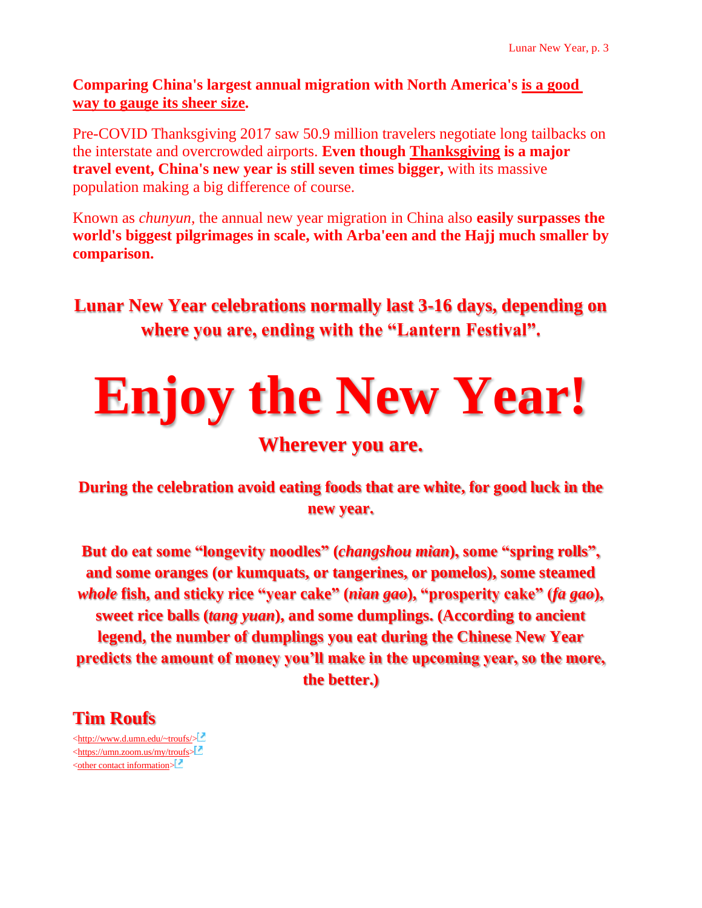**Comparing China's largest annual migration with North America's is a good way to gauge its sheer size.**

Pre-COVID Thanksgiving 2017 saw 50.9 million travelers negotiate long tailbacks on the interstate and overcrowded airports. **Even though Thanksgiving is a major travel event, China's new year is still seven times bigger,** with its massive population making a big difference of course.

Known as *chunyun*, the annual new year migration in China also **easily surpasses the world's biggest pilgrimages in scale, with Arba'een and the Hajj much smaller by comparison.**

**Lunar New Year celebrations normally last 3-16 days, depending on where you are, ending with the "Lantern Festival".**

# Enjoy the New Year!

**Wherever you are.**

**During the celebration avoid eating foods that are white, for good luck in the new year.**

**But do eat some "longevity noodles" (*changshou mian*), some "spring rolls", and some oranges (or kumquats, or tangerines, or pomelos), some steamed *whole* fish, and sticky rice "year cake" (*nian gao*), "prosperity cake" (*fa gao*), sweet rice balls (*tang yuan*), and some dumplings. (According to ancient legend, the number of dumplings you eat during the Chinese New Year predicts the amount of money you'll make in the upcoming year, so the more, the better.)**

**Tim Roufs**

<http://www.d.umn.edu/~troufs/>
<https://umn.zoom.us/my/troufs>
<other contact information>